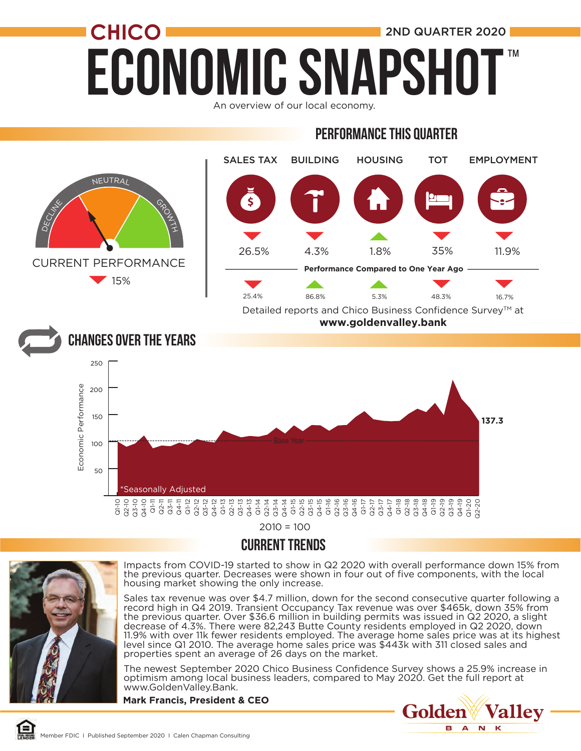# CHICO ECONOMIC SNAPSHOT™

2ND QUARTER 2020

An overview of our local economy.

## PERFORMANCE THIS QUARTER

DECLINE | NEUTRAL | GROWTH

CURRENT PERFORMANCE

▼ 15%

| | SALES TAX | BUILDING | HOUSING | TOT | EMPLOYMENT |
|---|---|---|---|---|---|
| This Quarter | ▼ 26.5% | ▼ 4.3% | ▲ 1.8% | ▼ 35% | ▼ 11.9% |
| Performance Compared to One Year Ago | ▼ 25.4% | ▲ 86.8% | ▲ 5.3% | ▼ 48.3% | ▼ 16.7% |

Detailed reports and Chico Business Confidence Survey™ at **www.goldenvalley.bank**

## CHANGES OVER THE YEARS

Economic Performance (2010 = 100), Q1-10 through Q2-20; Base Year; current value 137.3

*Seasonally Adjusted

## CURRENT TRENDS

Impacts from COVID-19 started to show in Q2 2020 with overall performance down 15% from the previous quarter. Decreases were shown in four out of five components, with the local housing market showing the only increase.

Sales tax revenue was over $4.7 million, down for the second consecutive quarter following a record high in Q4 2019. Transient Occupancy Tax revenue was over $465k, down 35% from the previous quarter. Over $36.6 million in building permits was issued in Q2 2020, a slight decrease of 4.3%. There were 82,243 Butte County residents employed in Q2 2020, down 11.9% with over 11k fewer residents employed. The average home sales price was at its highest level since Q1 2010. The average home sales price was $443k with 311 closed sales and properties spent an average of 26 days on the market.

The newest September 2020 Chico Business Confidence Survey shows a 25.9% increase in optimism among local business leaders, compared to May 2020. Get the full report at www.GoldenValley.Bank.

**Mark Francis, President & CEO**

Golden Valley BANK

Member FDIC | Published September 2020 | Calen Chapman Consulting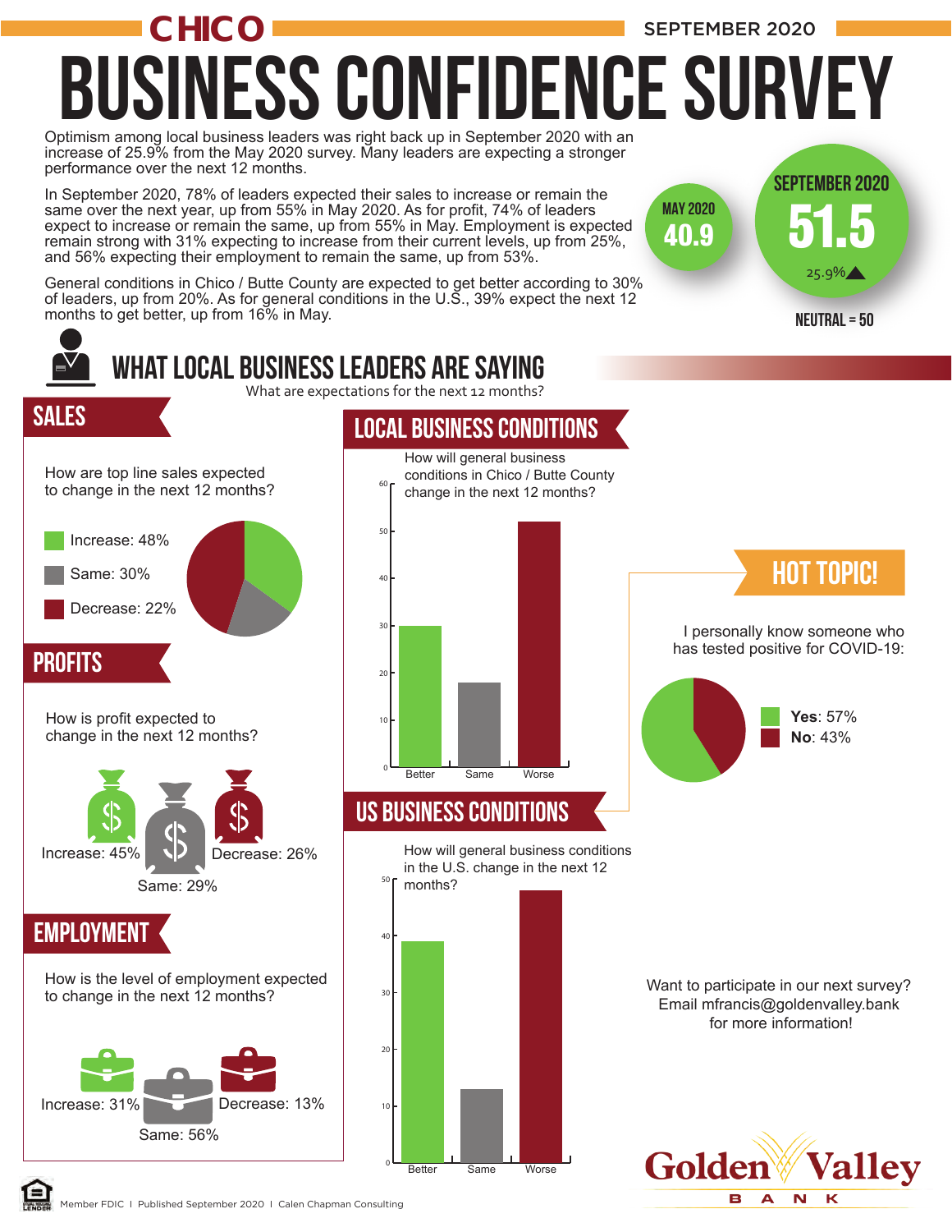# CHICO BUSINESS CONFIDENCE SURVEY

SEPTEMBER 2020

Optimism among local business leaders was right back up in September 2020 with an increase of 25.9% from the May 2020 survey. Many leaders are expecting a stronger performance over the next 12 months.

In September 2020, 78% of leaders expected their sales to increase or remain the same over the next year, up from 55% in May 2020. As for profit, 74% of leaders expect to increase or remain the same, up from 55% in May. Employment is expected remain strong with 31% expecting to increase from their current levels, up from 25%, and 56% expecting their employment to remain the same, up from 53%.

General conditions in Chico / Butte County are expected to get better according to 30% of leaders, up from 20%. As for general conditions in the U.S., 39% expect the next 12 months to get better, up from 16% in May.

MAY 2020 **40.9**

SEPTEMBER 2020 **51.5** 25.9%▲

NEUTRAL = 50

## WHAT LOCAL BUSINESS LEADERS ARE SAYING

What are expectations for the next 12 months?

### SALES

How are top line sales expected to change in the next 12 months?

- Increase: 48%
- Same: 30%
- Decrease: 22%

### PROFITS

How is profit expected to change in the next 12 months?

- Increase: 45%
- Same: 29%
- Decrease: 26%

### EMPLOYMENT

How is the level of employment expected to change in the next 12 months?

- Increase: 31%
- Same: 56%
- Decrease: 13%

### LOCAL BUSINESS CONDITIONS

How will general business conditions in Chico / Butte County change in the next 12 months?

| Better | Same | Worse |
|---|---|---|
| 30 | 18 | 52 |

### US BUSINESS CONDITIONS

How will general business conditions in the U.S. change in the next 12 months?

| Better | Same | Worse |
|---|---|---|
| 39 | 13 | 48 |

### HOT TOPIC!

I personally know someone who has tested positive for COVID-19:

- **Yes**: 57%
- **No**: 43%

Want to participate in our next survey? Email mfrancis@goldenvalley.bank for more information!

Golden Valley BANK

Member FDIC | Published September 2020 | Calen Chapman Consulting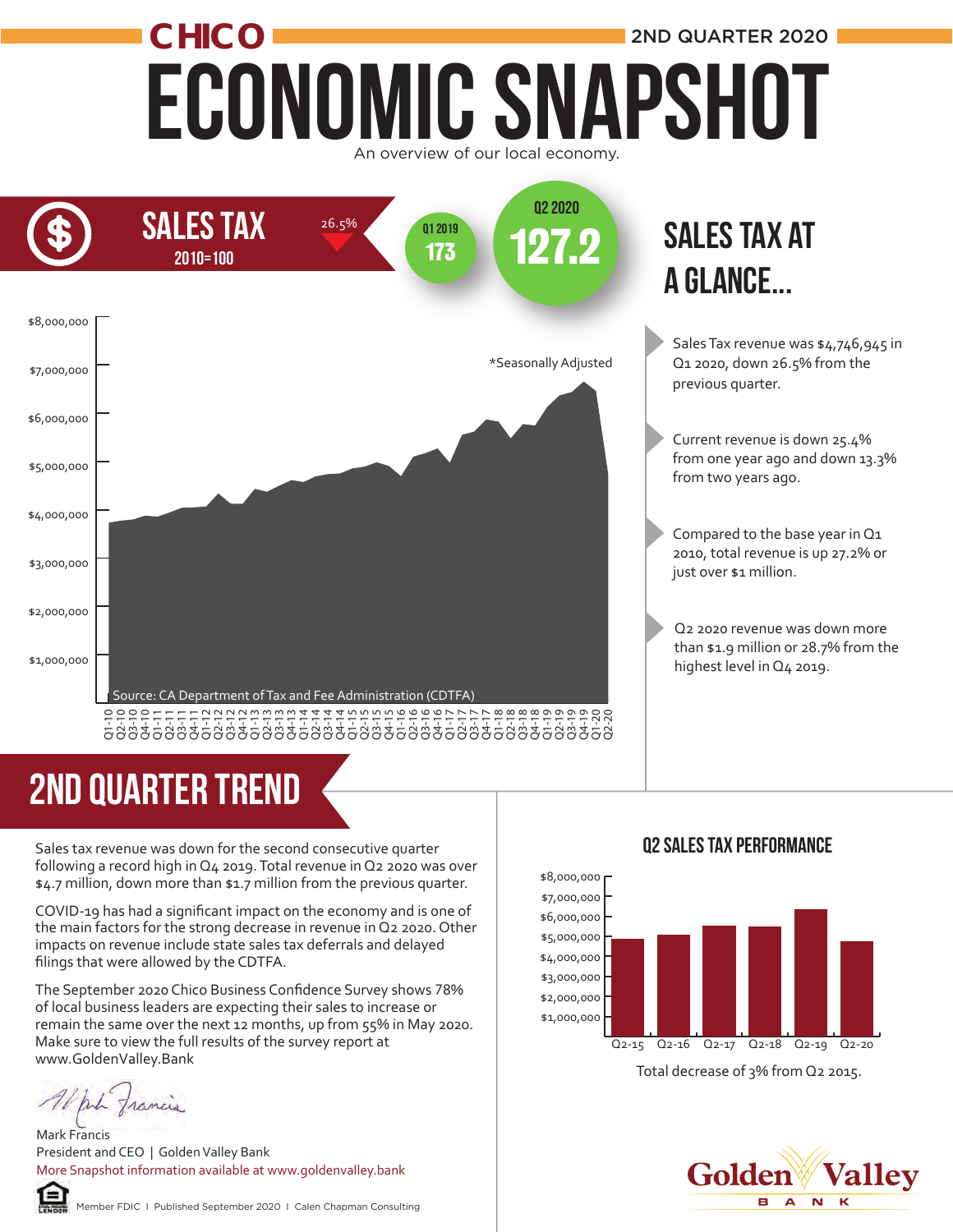# CHICO ECONOMIC SNAPSHOT

2ND QUARTER 2020

An overview of our local economy.

## SALES TAX

2010=100

26.5%

Q1 2019: 173

Q2 2020: 127.2

*Seasonally Adjusted

Source: CA Department of Tax and Fee Administration (CDTFA)

## SALES TAX AT A GLANCE...

- Sales Tax revenue was $4,746,945 in Q1 2020, down 26.5% from the previous quarter.
- Current revenue is down 25.4% from one year ago and down 13.3% from two years ago.
- Compared to the base year in Q1 2010, total revenue is up 27.2% or just over $1 million.
- Q2 2020 revenue was down more than $1.9 million or 28.7% from the highest level in Q4 2019.

## 2ND QUARTER TREND

Sales tax revenue was down for the second consecutive quarter following a record high in Q4 2019. Total revenue in Q2 2020 was over $4.7 million, down more than $1.7 million from the previous quarter.

COVID-19 has had a significant impact on the economy and is one of the main factors for the strong decrease in revenue in Q2 2020. Other impacts on revenue include state sales tax deferrals and delayed filings that were allowed by the CDTFA.

The September 2020 Chico Business Confidence Survey shows 78% of local business leaders are expecting their sales to increase or remain the same over the next 12 months, up from 55% in May 2020. Make sure to view the full results of the survey report at www.GoldenValley.Bank

Mark Francis
President and CEO | Golden Valley Bank
More Snapshot information available at www.goldenvalley.bank

## Q2 SALES TAX PERFORMANCE

Total decrease of 3% from Q2 2015.

Member FDIC | Published September 2020 | Calen Chapman Consulting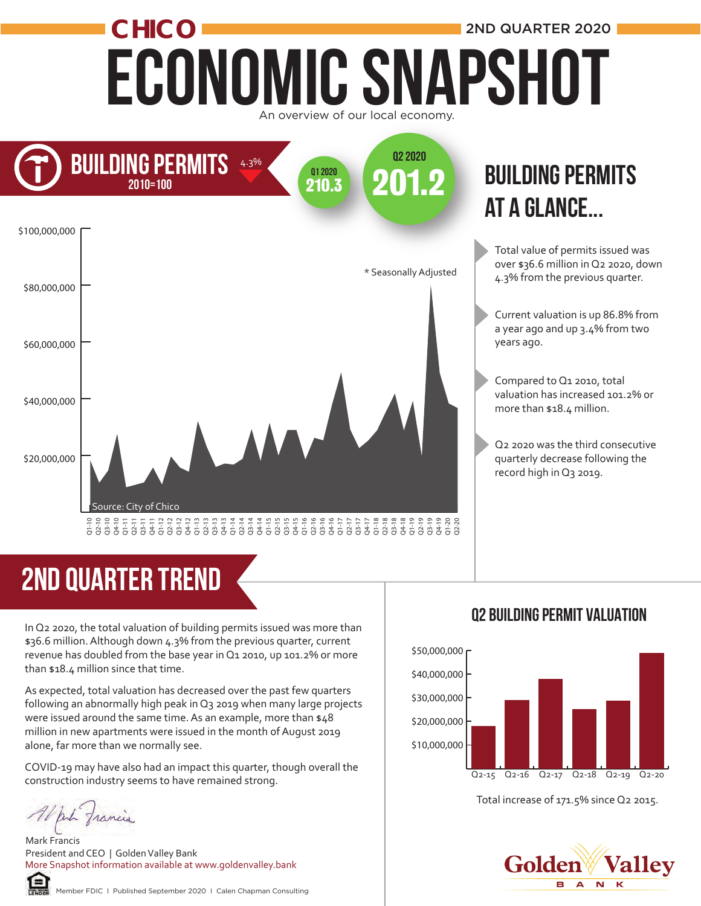# CHICO ECONOMIC SNAPSHOT

2ND QUARTER 2020

An overview of our local economy.

## BUILDING PERMITS

2010=100

4.3%

Q1 2020: 210.3

Q2 2020: 201.2

* Seasonally Adjusted

Source: City of Chico

## BUILDING PERMITS AT A GLANCE...

- Total value of permits issued was over $36.6 million in Q2 2020, down 4.3% from the previous quarter.
- Current valuation is up 86.8% from a year ago and up 3.4% from two years ago.
- Compared to Q1 2010, total valuation has increased 101.2% or more than $18.4 million.
- Q2 2020 was the third consecutive quarterly decrease following the record high in Q3 2019.

## 2ND QUARTER TREND

In Q2 2020, the total valuation of building permits issued was more than $36.6 million. Although down 4.3% from the previous quarter, current revenue has doubled from the base year in Q1 2010, up 101.2% or more than $18.4 million since that time.

As expected, total valuation has decreased over the past few quarters following an abnormally high peak in Q3 2019 when many large projects were issued around the same time. As an example, more than $48 million in new apartments were issued in the month of August 2019 alone, far more than we normally see.

COVID-19 may have also had an impact this quarter, though overall the construction industry seems to have remained strong.

Mark Francis
President and CEO | Golden Valley Bank
More Snapshot information available at www.goldenvalley.bank

### Q2 BUILDING PERMIT VALUATION

Total increase of 171.5% since Q2 2015.

Member FDIC | Published September 2020 | Calen Chapman Consulting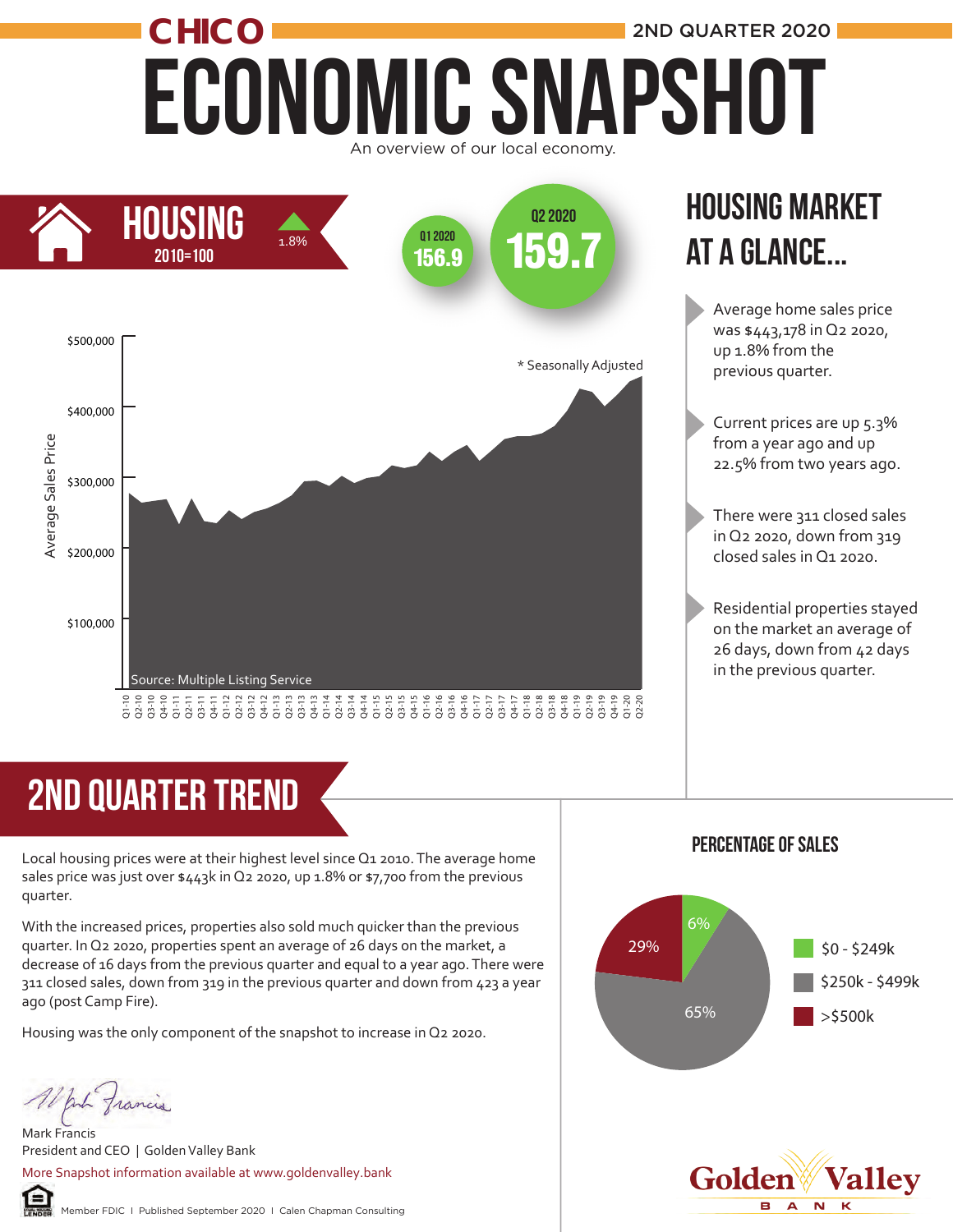# CHICO ECONOMIC SNAPSHOT

2ND QUARTER 2020

An overview of our local economy.

## HOUSING

2010=100

1.8%

Q1 2020: 156.9

Q2 2020: 159.7

Average Sales Price

\* Seasonally Adjusted

Source: Multiple Listing Service

## HOUSING MARKET AT A GLANCE...

- Average home sales price was $443,178 in Q2 2020, up 1.8% from the previous quarter.
- Current prices are up 5.3% from a year ago and up 22.5% from two years ago.
- There were 311 closed sales in Q2 2020, down from 319 closed sales in Q1 2020.
- Residential properties stayed on the market an average of 26 days, down from 42 days in the previous quarter.

## 2ND QUARTER TREND

Local housing prices were at their highest level since Q1 2010. The average home sales price was just over $443k in Q2 2020, up 1.8% or $7,700 from the previous quarter.

With the increased prices, properties also sold much quicker than the previous quarter. In Q2 2020, properties spent an average of 26 days on the market, a decrease of 16 days from the previous quarter and equal to a year ago. There were 311 closed sales, down from 319 in the previous quarter and down from 423 a year ago (post Camp Fire).

Housing was the only component of the snapshot to increase in Q2 2020.

### PERCENTAGE OF SALES

| Price Range | Percentage |
|---|---|
| $0 - $249k | 6% |
| $250k - $499k | 65% |
| >$500k | 29% |

Mark Francis
President and CEO | Golden Valley Bank

More Snapshot information available at www.goldenvalley.bank

Member FDIC | Published September 2020 | Calen Chapman Consulting

Golden Valley BANK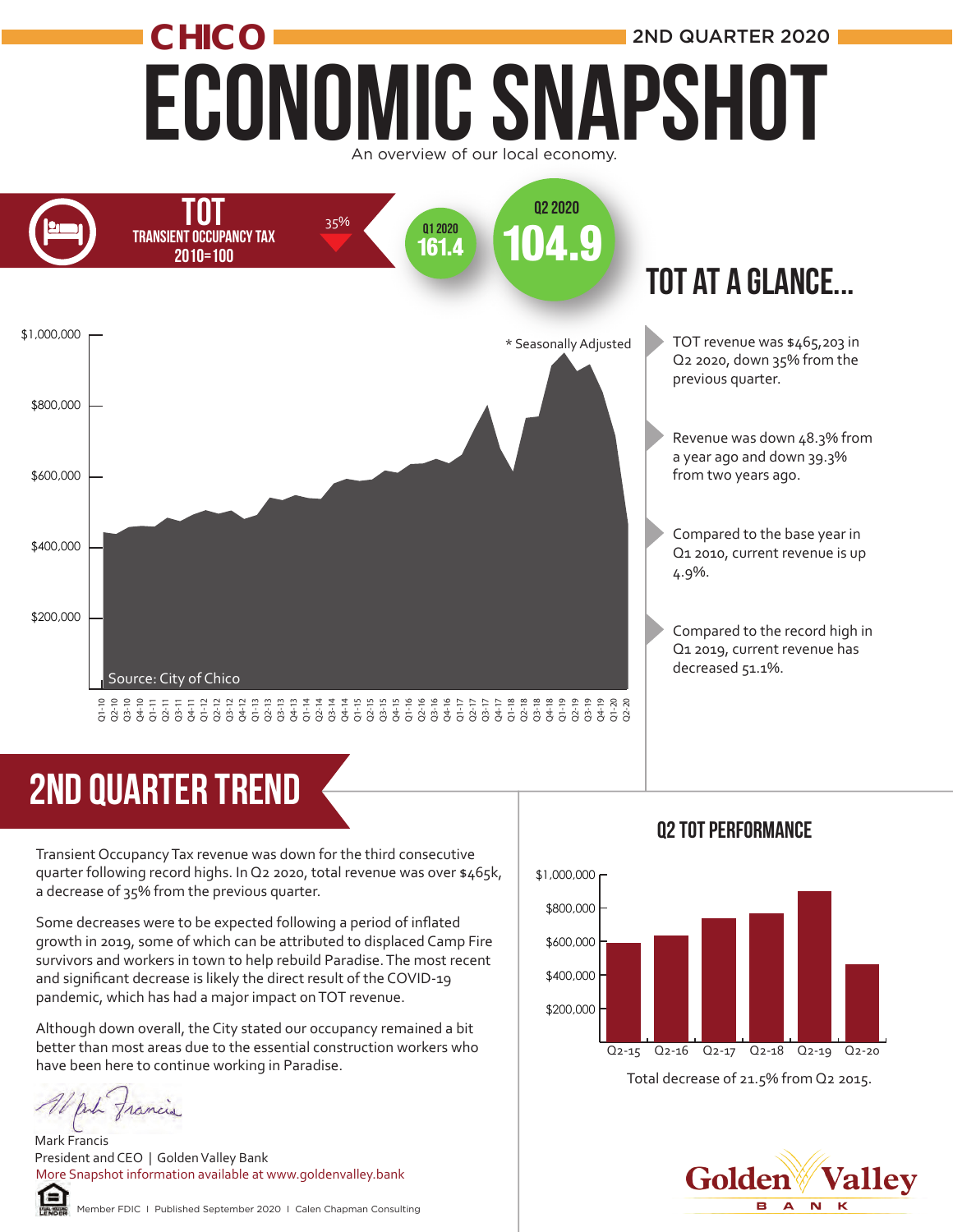# CHICO ECONOMIC SNAPSHOT

2ND QUARTER 2020

An overview of our local economy.

## TOT

TRANSIENT OCCUPANCY TAX
2010=100

35%

Q1 2020 **161.4**

Q2 2020 **104.9**

* Seasonally Adjusted

Source: City of Chico

## TOT AT A GLANCE...

- TOT revenue was $465,203 in Q2 2020, down 35% from the previous quarter.
- Revenue was down 48.3% from a year ago and down 39.3% from two years ago.
- Compared to the base year in Q1 2010, current revenue is up 4.9%.
- Compared to the record high in Q1 2019, current revenue has decreased 51.1%.

## 2ND QUARTER TREND

Transient Occupancy Tax revenue was down for the third consecutive quarter following record highs. In Q2 2020, total revenue was over $465k, a decrease of 35% from the previous quarter.

Some decreases were to be expected following a period of inflated growth in 2019, some of which can be attributed to displaced Camp Fire survivors and workers in town to help rebuild Paradise. The most recent and significant decrease is likely the direct result of the COVID-19 pandemic, which has had a major impact on TOT revenue.

Although down overall, the City stated our occupancy remained a bit better than most areas due to the essential construction workers who have been here to continue working in Paradise.

Mark Francis
President and CEO | Golden Valley Bank
More Snapshot information available at www.goldenvalley.bank

Member FDIC | Published September 2020 | Calen Chapman Consulting

### Q2 TOT PERFORMANCE

Total decrease of 21.5% from Q2 2015.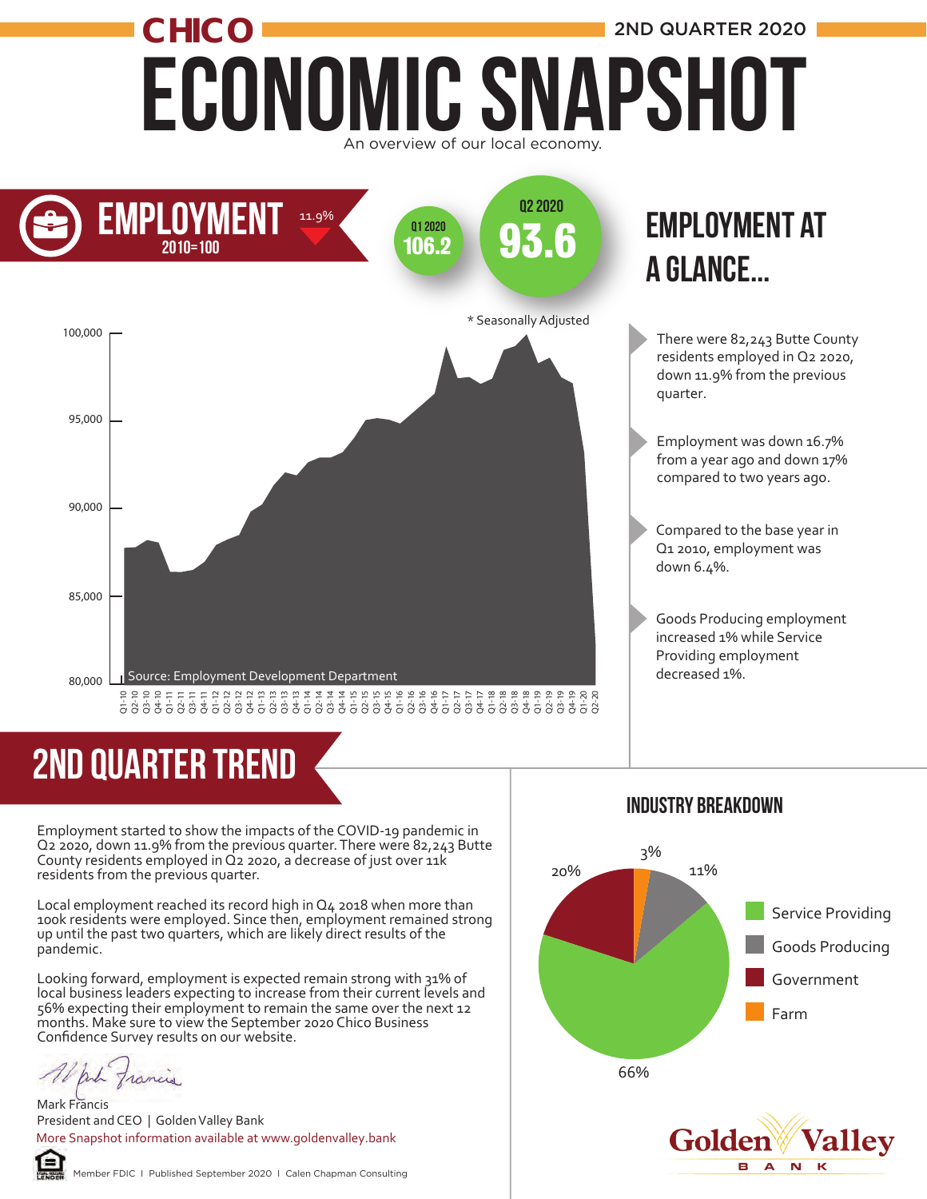# CHICO ECONOMIC SNAPSHOT

2ND QUARTER 2020

An overview of our local economy.

## EMPLOYMENT

2010=100

11.9%

Q1 2020 106.2

Q2 2020 93.6

* Seasonally Adjusted

100,000
95,000
90,000
85,000
80,000

Source: Employment Development Department

Q1-10 Q2-10 Q3-10 Q4-10 Q1-11 Q2-11 Q3-11 Q4-11 Q1-12 Q2-12 Q3-12 Q4-12 Q1-13 Q2-13 Q3-13 Q4-13 Q1-14 Q2-14 Q3-14 Q4-14 Q1-15 Q2-15 Q3-15 Q4-15 Q1-16 Q2-16 Q3-16 Q4-16 Q1-17 Q2-17 Q3-17 Q4-17 Q1-18 Q2-18 Q3-18 Q4-18 Q1-19 Q2-19 Q3-19 Q4-19 Q1-20 Q2-20

## EMPLOYMENT AT A GLANCE...

- There were 82,243 Butte County residents employed in Q2 2020, down 11.9% from the previous quarter.
- Employment was down 16.7% from a year ago and down 17% compared to two years ago.
- Compared to the base year in Q1 2010, employment was down 6.4%.
- Goods Producing employment increased 1% while Service Providing employment decreased 1%.

## 2ND QUARTER TREND

Employment started to show the impacts of the COVID-19 pandemic in Q2 2020, down 11.9% from the previous quarter. There were 82,243 Butte County residents employed in Q2 2020, a decrease of just over 11k residents from the previous quarter.

Local employment reached its record high in Q4 2018 when more than 100k residents were employed. Since then, employment remained strong up until the past two quarters, which are likely direct results of the pandemic.

Looking forward, employment is expected remain strong with 31% of local business leaders expecting to increase from their current levels and 56% expecting their employment to remain the same over the next 12 months. Make sure to view the September 2020 Chico Business Confidence Survey results on our website.

Mark Francis
President and CEO | Golden Valley Bank
More Snapshot information available at www.goldenvalley.bank

## INDUSTRY BREAKDOWN

3%
11%
20%
66%

Service Providing
Goods Producing
Government
Farm

Golden Valley BANK

Member FDIC | Published September 2020 | Calen Chapman Consulting